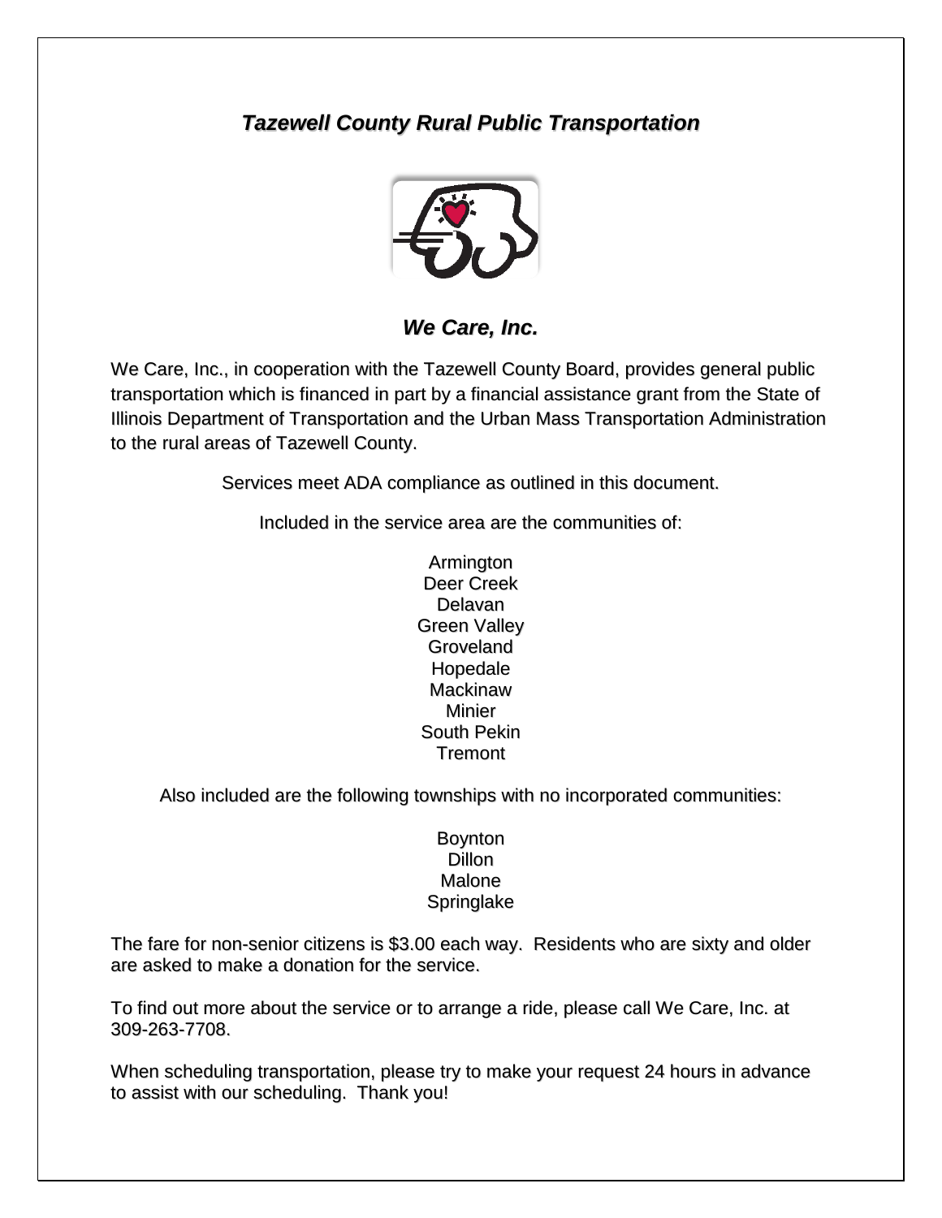# *Tazewell County Rural Public Transportation*

## *We Care, Inc.*

We Care, Inc., in cooperation with the Tazewell County Board, provides general public transportation which is financed in part by a financial assistance grant from the State of Illinois Department of Transportation and the Urban Mass Transportation Administration to the rural areas of Tazewell County.

Services meet ADA compliance as outlined in this document.

Included in the service area are the communities of:

Armington
Deer Creek
Delavan
Green Valley
Groveland
Hopedale
Mackinaw
Minier
South Pekin
Tremont

Also included are the following townships with no incorporated communities:

Boynton
Dillon
Malone
Springlake

The fare for non-senior citizens is $3.00 each way. Residents who are sixty and older are asked to make a donation for the service.

To find out more about the service or to arrange a ride, please call We Care, Inc. at 309-263-7708.

When scheduling transportation, please try to make your request 24 hours in advance to assist with our scheduling. Thank you!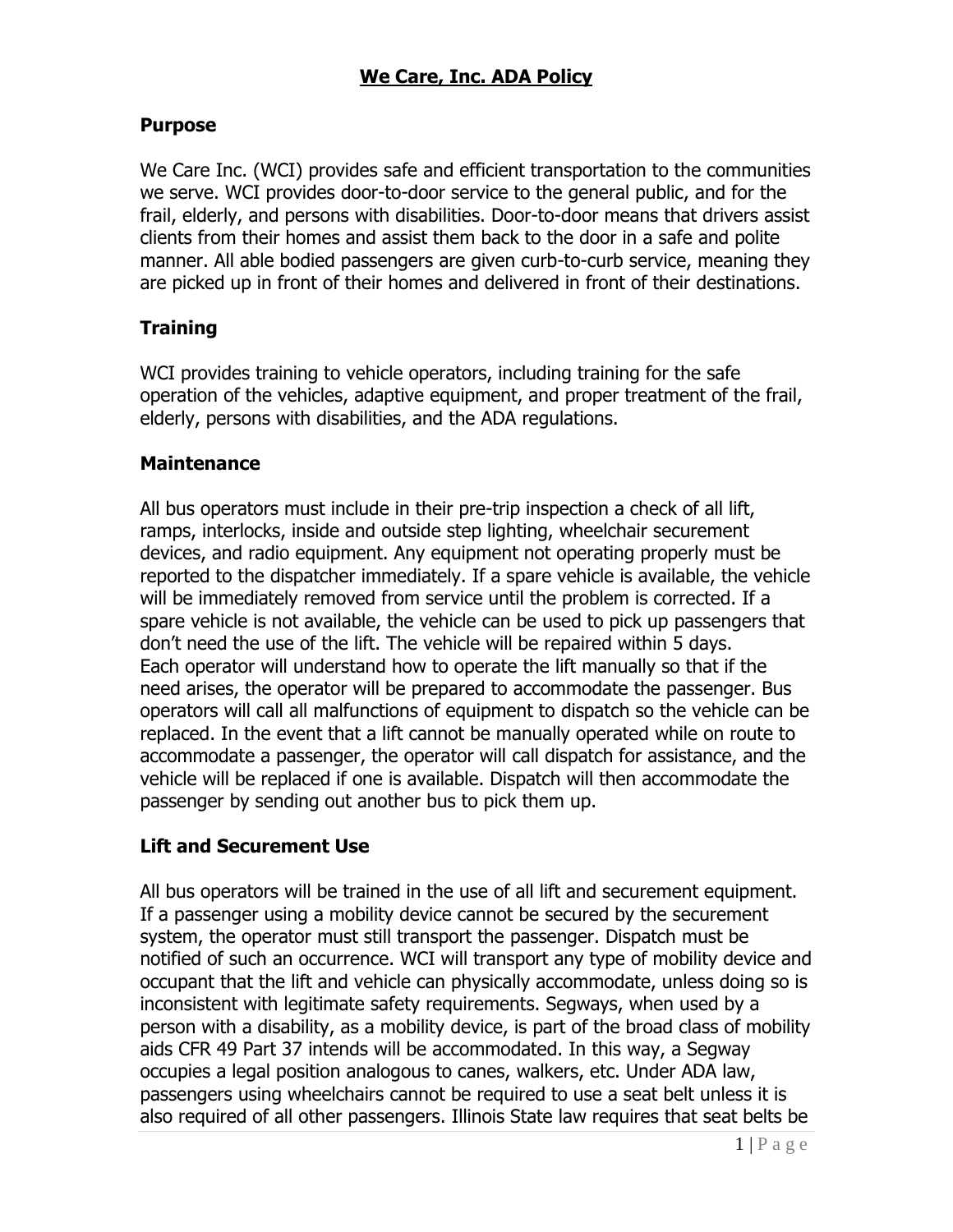# We Care, Inc. ADA Policy

## Purpose

We Care Inc. (WCI) provides safe and efficient transportation to the communities we serve. WCI provides door-to-door service to the general public, and for the frail, elderly, and persons with disabilities. Door-to-door means that drivers assist clients from their homes and assist them back to the door in a safe and polite manner. All able bodied passengers are given curb-to-curb service, meaning they are picked up in front of their homes and delivered in front of their destinations.

## Training

WCI provides training to vehicle operators, including training for the safe operation of the vehicles, adaptive equipment, and proper treatment of the frail, elderly, persons with disabilities, and the ADA regulations.

## Maintenance

All bus operators must include in their pre-trip inspection a check of all lift, ramps, interlocks, inside and outside step lighting, wheelchair securement devices, and radio equipment. Any equipment not operating properly must be reported to the dispatcher immediately. If a spare vehicle is available, the vehicle will be immediately removed from service until the problem is corrected. If a spare vehicle is not available, the vehicle can be used to pick up passengers that don't need the use of the lift. The vehicle will be repaired within 5 days.
Each operator will understand how to operate the lift manually so that if the need arises, the operator will be prepared to accommodate the passenger. Bus operators will call all malfunctions of equipment to dispatch so the vehicle can be replaced. In the event that a lift cannot be manually operated while on route to accommodate a passenger, the operator will call dispatch for assistance, and the vehicle will be replaced if one is available. Dispatch will then accommodate the passenger by sending out another bus to pick them up.

## Lift and Securement Use

All bus operators will be trained in the use of all lift and securement equipment. If a passenger using a mobility device cannot be secured by the securement system, the operator must still transport the passenger. Dispatch must be notified of such an occurrence. WCI will transport any type of mobility device and occupant that the lift and vehicle can physically accommodate, unless doing so is inconsistent with legitimate safety requirements. Segways, when used by a person with a disability, as a mobility device, is part of the broad class of mobility aids CFR 49 Part 37 intends will be accommodated. In this way, a Segway occupies a legal position analogous to canes, walkers, etc. Under ADA law, passengers using wheelchairs cannot be required to use a seat belt unless it is also required of all other passengers. Illinois State law requires that seat belts be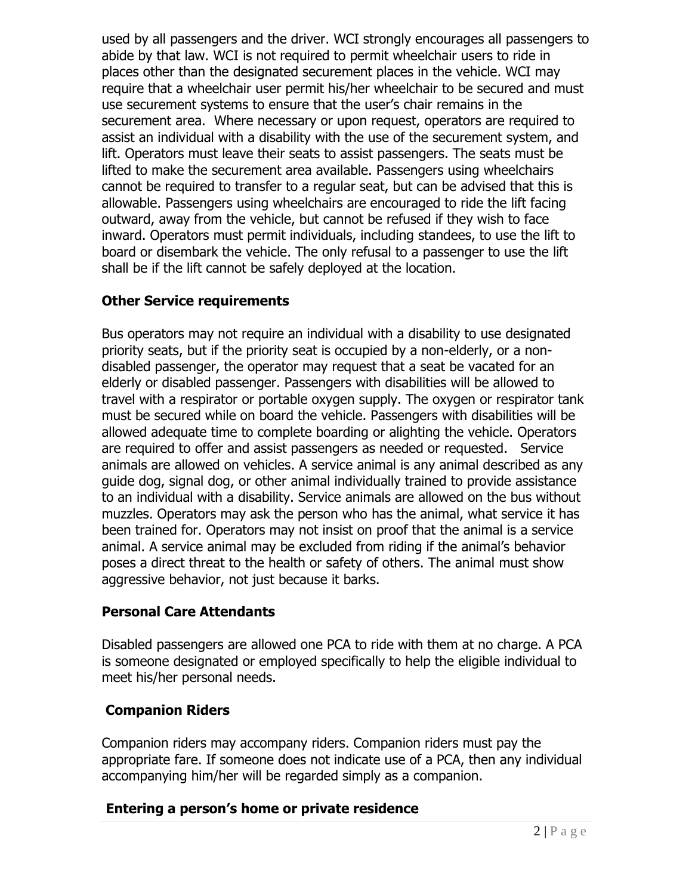used by all passengers and the driver. WCI strongly encourages all passengers to abide by that law. WCI is not required to permit wheelchair users to ride in places other than the designated securement places in the vehicle. WCI may require that a wheelchair user permit his/her wheelchair to be secured and must use securement systems to ensure that the user's chair remains in the securement area. Where necessary or upon request, operators are required to assist an individual with a disability with the use of the securement system, and lift. Operators must leave their seats to assist passengers. The seats must be lifted to make the securement area available. Passengers using wheelchairs cannot be required to transfer to a regular seat, but can be advised that this is allowable. Passengers using wheelchairs are encouraged to ride the lift facing outward, away from the vehicle, but cannot be refused if they wish to face inward. Operators must permit individuals, including standees, to use the lift to board or disembark the vehicle. The only refusal to a passenger to use the lift shall be if the lift cannot be safely deployed at the location.

## Other Service requirements

Bus operators may not require an individual with a disability to use designated priority seats, but if the priority seat is occupied by a non-elderly, or a non-disabled passenger, the operator may request that a seat be vacated for an elderly or disabled passenger. Passengers with disabilities will be allowed to travel with a respirator or portable oxygen supply. The oxygen or respirator tank must be secured while on board the vehicle. Passengers with disabilities will be allowed adequate time to complete boarding or alighting the vehicle. Operators are required to offer and assist passengers as needed or requested. Service animals are allowed on vehicles. A service animal is any animal described as any guide dog, signal dog, or other animal individually trained to provide assistance to an individual with a disability. Service animals are allowed on the bus without muzzles. Operators may ask the person who has the animal, what service it has been trained for. Operators may not insist on proof that the animal is a service animal. A service animal may be excluded from riding if the animal's behavior poses a direct threat to the health or safety of others. The animal must show aggressive behavior, not just because it barks.

## Personal Care Attendants

Disabled passengers are allowed one PCA to ride with them at no charge. A PCA is someone designated or employed specifically to help the eligible individual to meet his/her personal needs.

## Companion Riders

Companion riders may accompany riders. Companion riders must pay the appropriate fare. If someone does not indicate use of a PCA, then any individual accompanying him/her will be regarded simply as a companion.

## Entering a person's home or private residence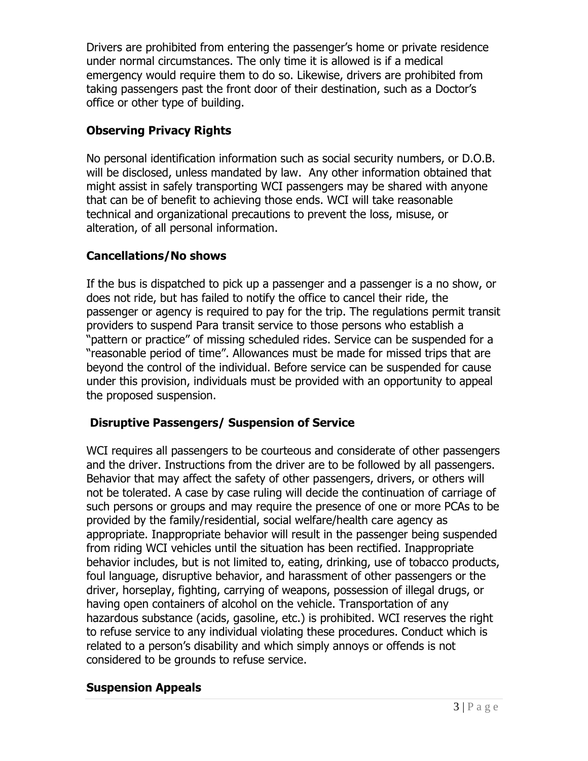Drivers are prohibited from entering the passenger's home or private residence under normal circumstances. The only time it is allowed is if a medical emergency would require them to do so. Likewise, drivers are prohibited from taking passengers past the front door of their destination, such as a Doctor's office or other type of building.

## Observing Privacy Rights

No personal identification information such as social security numbers, or D.O.B. will be disclosed, unless mandated by law. Any other information obtained that might assist in safely transporting WCI passengers may be shared with anyone that can be of benefit to achieving those ends. WCI will take reasonable technical and organizational precautions to prevent the loss, misuse, or alteration, of all personal information.

## Cancellations/No shows

If the bus is dispatched to pick up a passenger and a passenger is a no show, or does not ride, but has failed to notify the office to cancel their ride, the passenger or agency is required to pay for the trip. The regulations permit transit providers to suspend Para transit service to those persons who establish a "pattern or practice" of missing scheduled rides. Service can be suspended for a "reasonable period of time". Allowances must be made for missed trips that are beyond the control of the individual. Before service can be suspended for cause under this provision, individuals must be provided with an opportunity to appeal the proposed suspension.

## Disruptive Passengers/ Suspension of Service

WCI requires all passengers to be courteous and considerate of other passengers and the driver. Instructions from the driver are to be followed by all passengers. Behavior that may affect the safety of other passengers, drivers, or others will not be tolerated. A case by case ruling will decide the continuation of carriage of such persons or groups and may require the presence of one or more PCAs to be provided by the family/residential, social welfare/health care agency as appropriate. Inappropriate behavior will result in the passenger being suspended from riding WCI vehicles until the situation has been rectified. Inappropriate behavior includes, but is not limited to, eating, drinking, use of tobacco products, foul language, disruptive behavior, and harassment of other passengers or the driver, horseplay, fighting, carrying of weapons, possession of illegal drugs, or having open containers of alcohol on the vehicle. Transportation of any hazardous substance (acids, gasoline, etc.) is prohibited. WCI reserves the right to refuse service to any individual violating these procedures. Conduct which is related to a person's disability and which simply annoys or offends is not considered to be grounds to refuse service.

## Suspension Appeals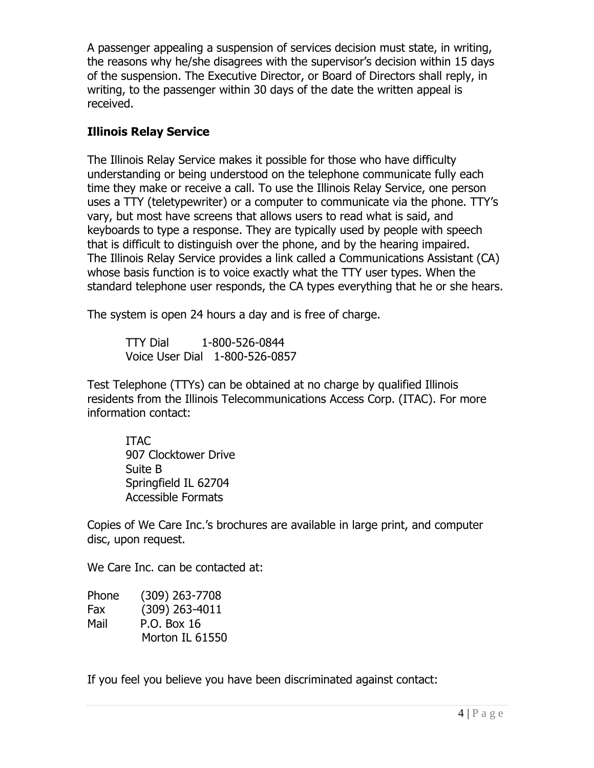A passenger appealing a suspension of services decision must state, in writing, the reasons why he/she disagrees with the supervisor's decision within 15 days of the suspension. The Executive Director, or Board of Directors shall reply, in writing, to the passenger within 30 days of the date the written appeal is received.

**Illinois Relay Service**

The Illinois Relay Service makes it possible for those who have difficulty understanding or being understood on the telephone communicate fully each time they make or receive a call. To use the Illinois Relay Service, one person uses a TTY (teletypewriter) or a computer to communicate via the phone. TTY's vary, but most have screens that allows users to read what is said, and keyboards to type a response. They are typically used by people with speech that is difficult to distinguish over the phone, and by the hearing impaired. The Illinois Relay Service provides a link called a Communications Assistant (CA) whose basis function is to voice exactly what the TTY user types. When the standard telephone user responds, the CA types everything that he or she hears.

The system is open 24 hours a day and is free of charge.

TTY Dial 1-800-526-0844
Voice User Dial 1-800-526-0857

Test Telephone (TTYs) can be obtained at no charge by qualified Illinois residents from the Illinois Telecommunications Access Corp. (ITAC). For more information contact:

ITAC
907 Clocktower Drive
Suite B
Springfield IL 62704
Accessible Formats

Copies of We Care Inc.'s brochures are available in large print, and computer disc, upon request.

We Care Inc. can be contacted at:

Phone (309) 263-7708
Fax (309) 263-4011
Mail P.O. Box 16
Morton IL 61550

If you feel you believe you have been discriminated against contact: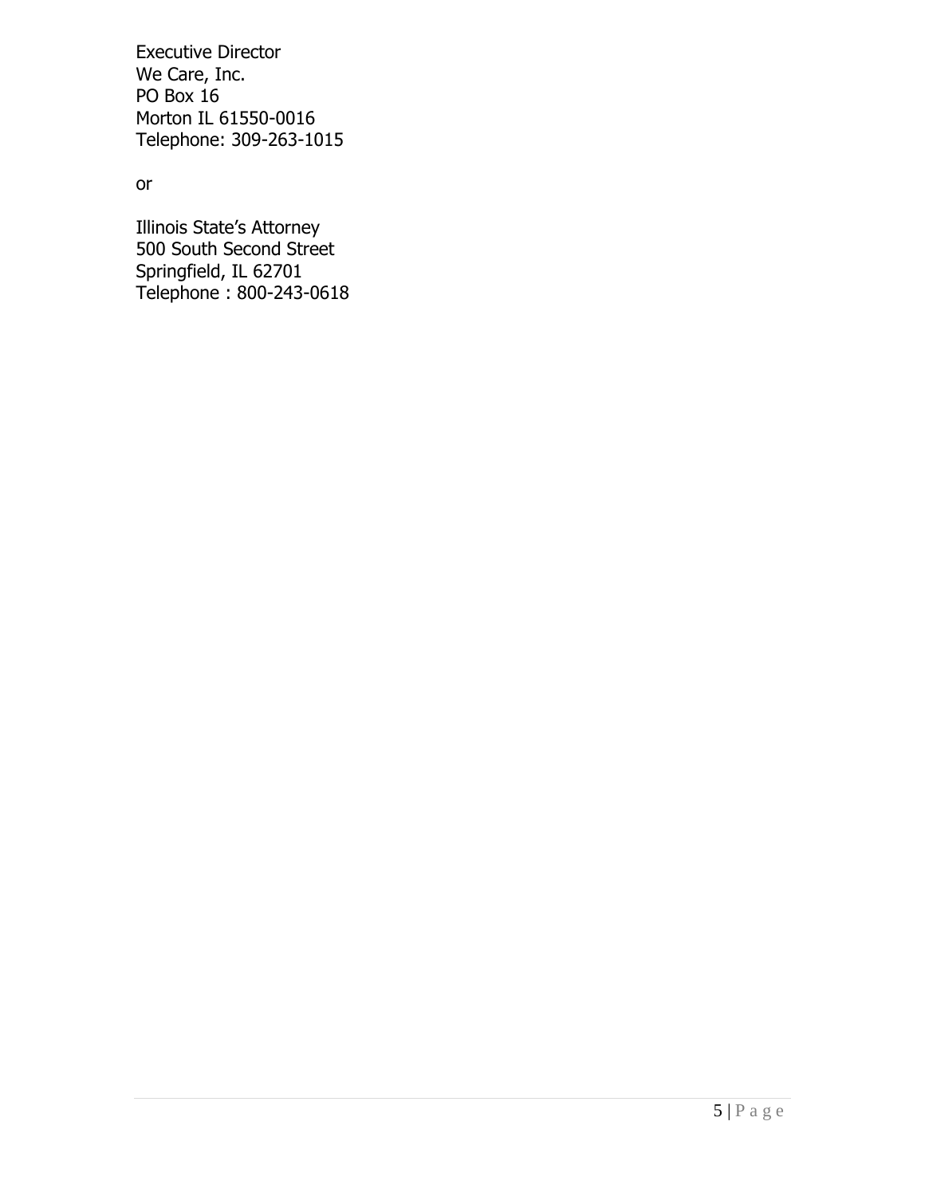Executive Director  
We Care, Inc.  
PO Box 16  
Morton IL 61550-0016  
Telephone: 309-263-1015

or

Illinois State's Attorney  
500 South Second Street  
Springfield, IL 62701  
Telephone : 800-243-0618